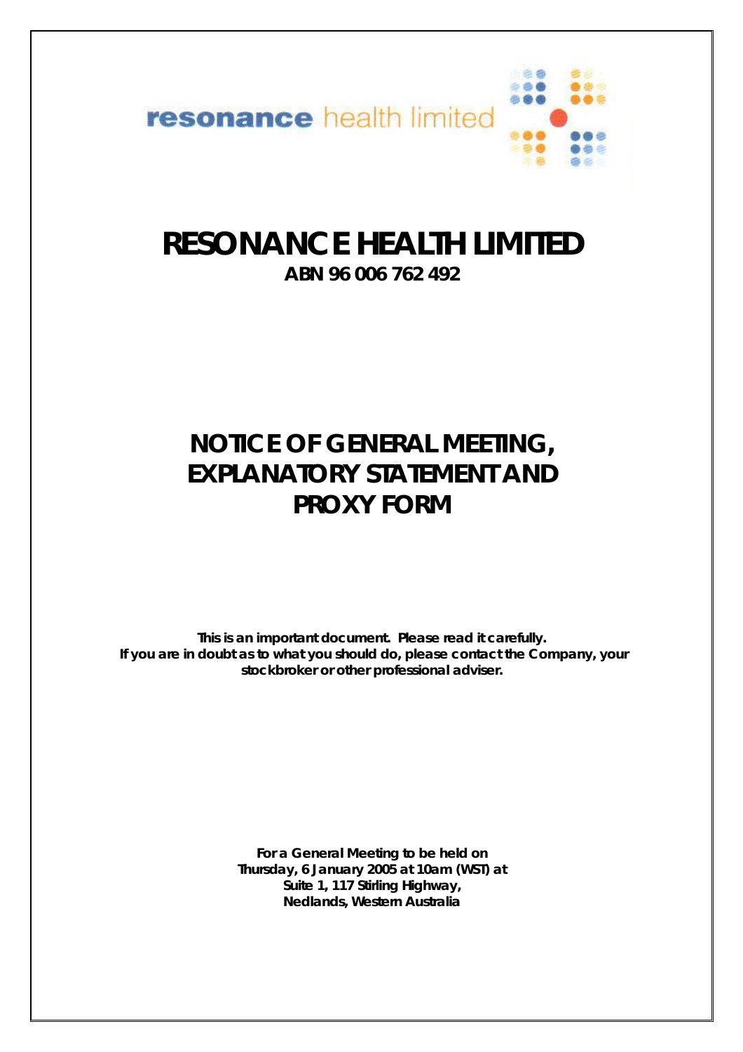resonance health limited

# RESONANCE HEALTH LIMITED

**ABN 96 006 762 492**

# NOTICE OF GENERAL MEETING, EXPLANATORY STATEMENT AND PROXY FORM

**This is an important document. Please read it carefully.**
**If you are in doubt as to what you should do, please contact the Company, your stockbroker or other professional adviser.**

**For a General Meeting to be held on**
**Thursday, 6 January 2005 at 10am (WST) at**
**Suite 1, 117 Stirling Highway,**
**Nedlands, Western Australia**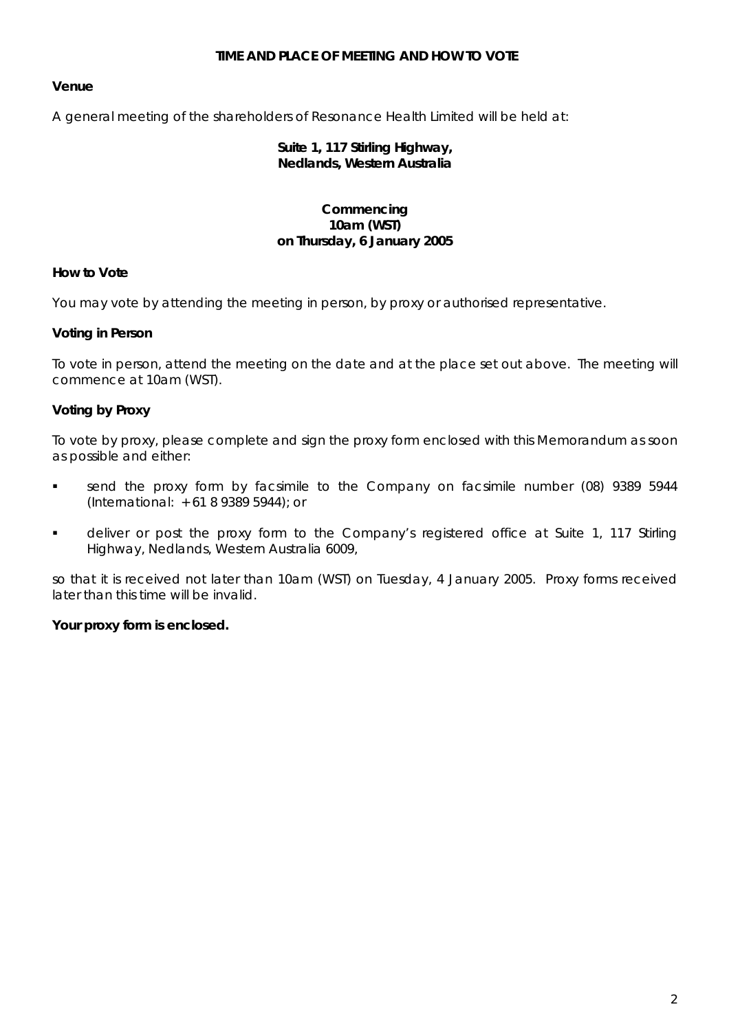## TIME AND PLACE OF MEETING AND HOW TO VOTE

**Venue**

A general meeting of the shareholders of Resonance Health Limited will be held at:

**Suite 1, 117 Stirling Highway,**
**Nedlands, Western Australia**

**Commencing**
**10am (WST)**
**on Thursday, 6 January 2005**

**How to Vote**

You may vote by attending the meeting in person, by proxy or authorised representative.

**Voting in Person**

To vote in person, attend the meeting on the date and at the place set out above. The meeting will commence at 10am (WST).

**Voting by Proxy**

To vote by proxy, please complete and sign the proxy form enclosed with this Memorandum as soon as possible and either:

- send the proxy form by facsimile to the Company on facsimile number (08) 9389 5944 (International: +61 8 9389 5944); or
- deliver or post the proxy form to the Company's registered office at Suite 1, 117 Stirling Highway, Nedlands, Western Australia 6009,

so that it is received not later than 10am (WST) on Tuesday, 4 January 2005. Proxy forms received later than this time will be invalid.

**Your proxy form is enclosed.**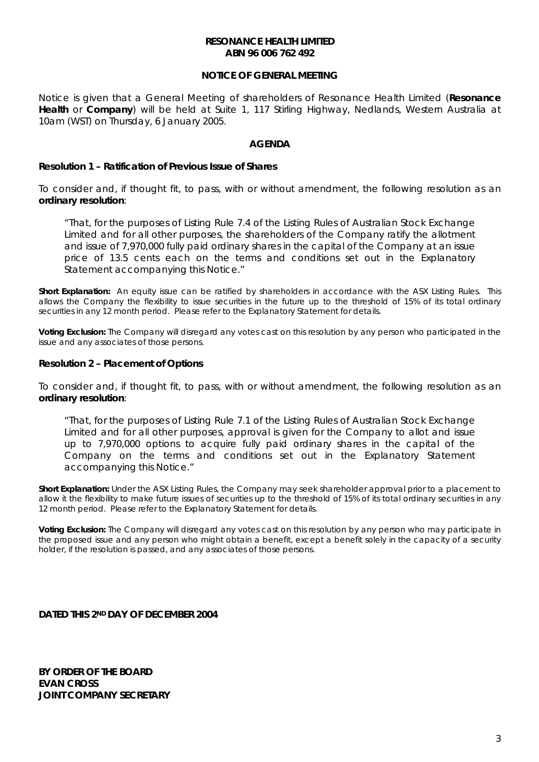**RESONANCE HEALTH LIMITED**
**ABN 96 006 762 492**

**NOTICE OF GENERAL MEETING**

Notice is given that a General Meeting of shareholders of Resonance Health Limited (**Resonance Health** or **Company**) will be held at Suite 1, 117 Stirling Highway, Nedlands, Western Australia at 10am (WST) on Thursday, 6 January 2005.

**AGENDA**

**Resolution 1 – Ratification of Previous Issue of Shares**

To consider and, if thought fit, to pass, with or without amendment, the following resolution as an **ordinary resolution**:

> "That, for the purposes of Listing Rule 7.4 of the Listing Rules of Australian Stock Exchange Limited and for all other purposes, the shareholders of the Company ratify the allotment and issue of 7,970,000 fully paid ordinary shares in the capital of the Company at an issue price of 13.5 cents each on the terms and conditions set out in the Explanatory Statement accompanying this Notice."

**Short Explanation:** An equity issue can be ratified by shareholders in accordance with the ASX Listing Rules. This allows the Company the flexibility to issue securities in the future up to the threshold of 15% of its total ordinary securities in any 12 month period. Please refer to the Explanatory Statement for details.

**Voting Exclusion:** The Company will disregard any votes cast on this resolution by any person who participated in the issue and any associates of those persons.

**Resolution 2 – Placement of Options**

To consider and, if thought fit, to pass, with or without amendment, the following resolution as an **ordinary resolution**:

> "That, for the purposes of Listing Rule 7.1 of the Listing Rules of Australian Stock Exchange Limited and for all other purposes, approval is given for the Company to allot and issue up to 7,970,000 options to acquire fully paid ordinary shares in the capital of the Company on the terms and conditions set out in the Explanatory Statement accompanying this Notice."

**Short Explanation:** Under the ASX Listing Rules, the Company may seek shareholder approval prior to a placement to allow it the flexibility to make future issues of securities up to the threshold of 15% of its total ordinary securities in any 12 month period. Please refer to the Explanatory Statement for details.

**Voting Exclusion:** The Company will disregard any votes cast on this resolution by any person who may participate in the proposed issue and any person who might obtain a benefit, except a benefit solely in the capacity of a security holder, if the resolution is passed, and any associates of those persons.

**DATED THIS 2ND DAY OF DECEMBER 2004**

**BY ORDER OF THE BOARD**
**EVAN CROSS**
**JOINT COMPANY SECRETARY**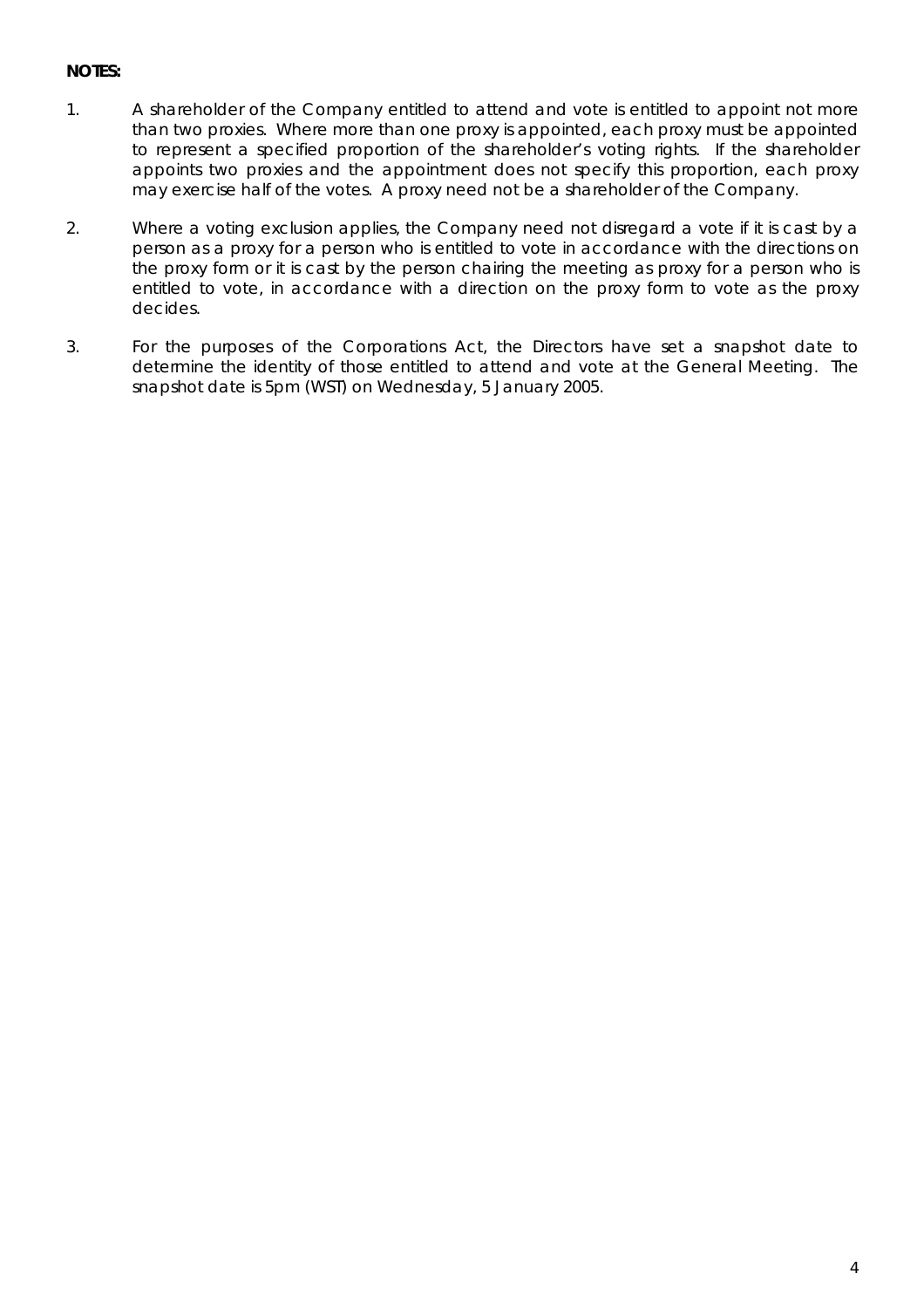**NOTES:**

1. A shareholder of the Company entitled to attend and vote is entitled to appoint not more than two proxies. Where more than one proxy is appointed, each proxy must be appointed to represent a specified proportion of the shareholder's voting rights. If the shareholder appoints two proxies and the appointment does not specify this proportion, each proxy may exercise half of the votes. A proxy need not be a shareholder of the Company.

2. Where a voting exclusion applies, the Company need not disregard a vote if it is cast by a person as a proxy for a person who is entitled to vote in accordance with the directions on the proxy form or it is cast by the person chairing the meeting as proxy for a person who is entitled to vote, in accordance with a direction on the proxy form to vote as the proxy decides.

3. For the purposes of the Corporations Act, the Directors have set a snapshot date to determine the identity of those entitled to attend and vote at the General Meeting. The snapshot date is 5pm (WST) on Wednesday, 5 January 2005.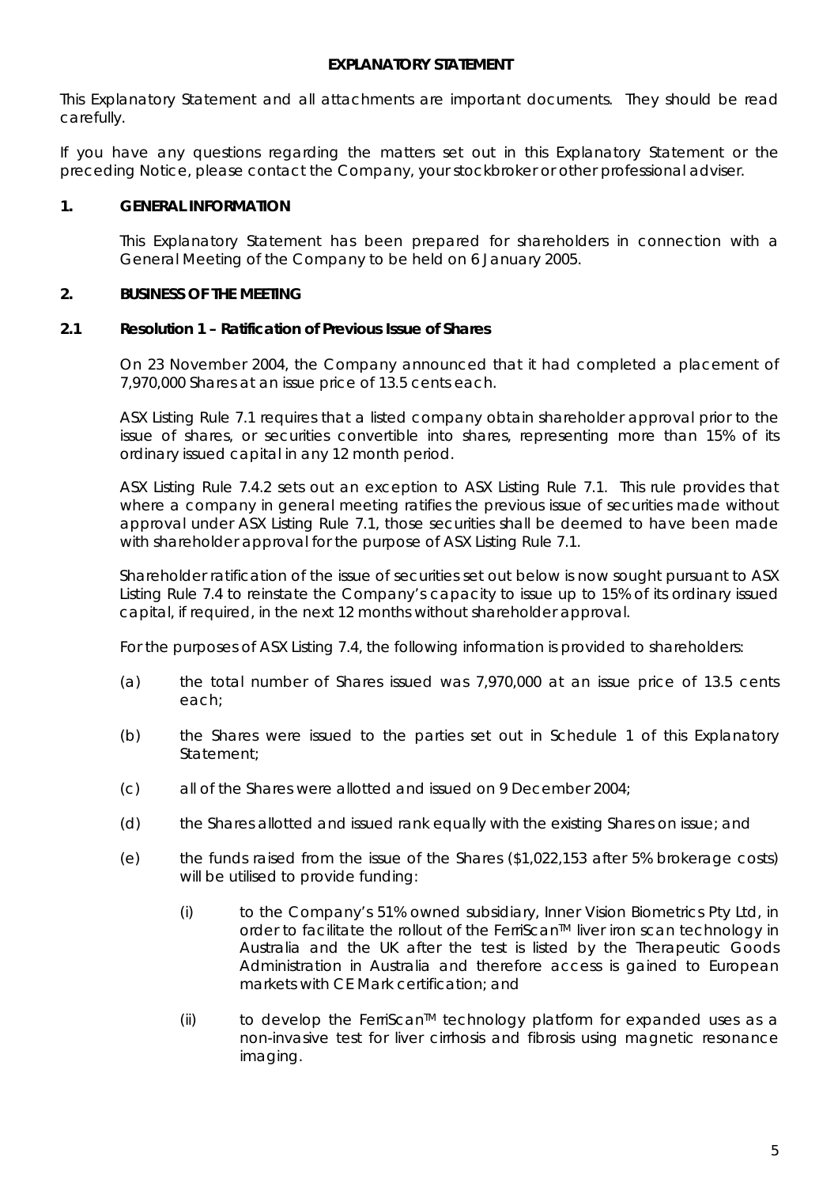**EXPLANATORY STATEMENT**

This Explanatory Statement and all attachments are important documents. They should be read carefully.

If you have any questions regarding the matters set out in this Explanatory Statement or the preceding Notice, please contact the Company, your stockbroker or other professional adviser.

## 1. GENERAL INFORMATION

This Explanatory Statement has been prepared for shareholders in connection with a General Meeting of the Company to be held on 6 January 2005.

## 2. BUSINESS OF THE MEETING

### 2.1 Resolution 1 – Ratification of Previous Issue of Shares

On 23 November 2004, the Company announced that it had completed a placement of 7,970,000 Shares at an issue price of 13.5 cents each.

ASX Listing Rule 7.1 requires that a listed company obtain shareholder approval prior to the issue of shares, or securities convertible into shares, representing more than 15% of its ordinary issued capital in any 12 month period.

ASX Listing Rule 7.4.2 sets out an exception to ASX Listing Rule 7.1. This rule provides that where a company in general meeting ratifies the previous issue of securities made without approval under ASX Listing Rule 7.1, those securities shall be deemed to have been made with shareholder approval for the purpose of ASX Listing Rule 7.1.

Shareholder ratification of the issue of securities set out below is now sought pursuant to ASX Listing Rule 7.4 to reinstate the Company's capacity to issue up to 15% of its ordinary issued capital, if required, in the next 12 months without shareholder approval.

For the purposes of ASX Listing 7.4, the following information is provided to shareholders:

(a) the total number of Shares issued was 7,970,000 at an issue price of 13.5 cents each;

(b) the Shares were issued to the parties set out in Schedule 1 of this Explanatory Statement;

(c) all of the Shares were allotted and issued on 9 December 2004;

(d) the Shares allotted and issued rank equally with the existing Shares on issue; and

(e) the funds raised from the issue of the Shares ($1,022,153 after 5% brokerage costs) will be utilised to provide funding:

   (i) to the Company's 51% owned subsidiary, Inner Vision Biometrics Pty Ltd, in order to facilitate the rollout of the FerriScan™ liver iron scan technology in Australia and the UK after the test is listed by the Therapeutic Goods Administration in Australia and therefore access is gained to European markets with CE Mark certification; and

   (ii) to develop the FerriScan™ technology platform for expanded uses as a non-invasive test for liver cirrhosis and fibrosis using magnetic resonance imaging.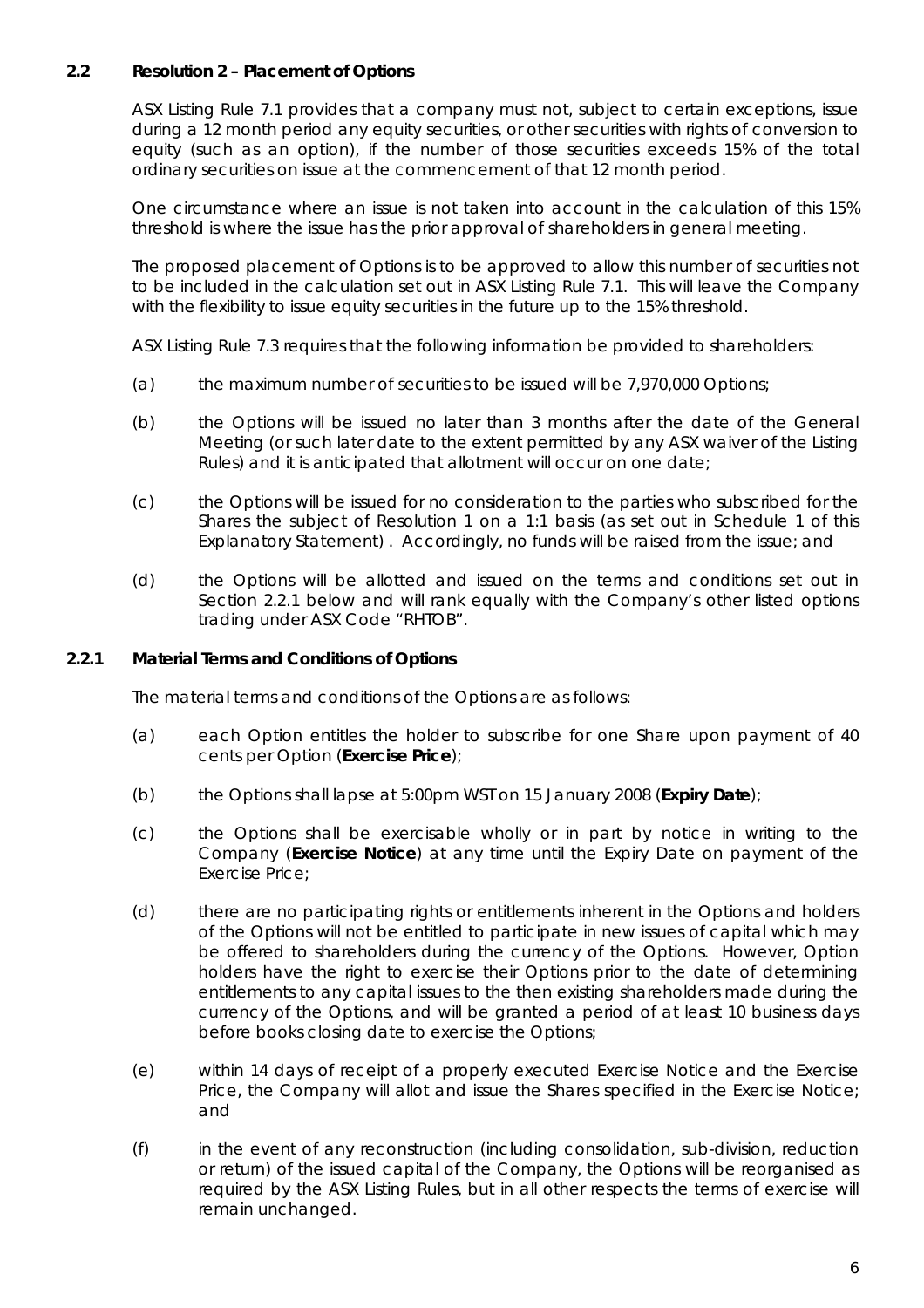## 2.2 Resolution 2 – Placement of Options

ASX Listing Rule 7.1 provides that a company must not, subject to certain exceptions, issue during a 12 month period any equity securities, or other securities with rights of conversion to equity (such as an option), if the number of those securities exceeds 15% of the total ordinary securities on issue at the commencement of that 12 month period.

One circumstance where an issue is not taken into account in the calculation of this 15% threshold is where the issue has the prior approval of shareholders in general meeting.

The proposed placement of Options is to be approved to allow this number of securities not to be included in the calculation set out in ASX Listing Rule 7.1. This will leave the Company with the flexibility to issue equity securities in the future up to the 15% threshold.

ASX Listing Rule 7.3 requires that the following information be provided to shareholders:

(a) the maximum number of securities to be issued will be 7,970,000 Options;

(b) the Options will be issued no later than 3 months after the date of the General Meeting (or such later date to the extent permitted by any ASX waiver of the Listing Rules) and it is anticipated that allotment will occur on one date;

(c) the Options will be issued for no consideration to the parties who subscribed for the Shares the subject of Resolution 1 on a 1:1 basis (as set out in Schedule 1 of this Explanatory Statement) . Accordingly, no funds will be raised from the issue; and

(d) the Options will be allotted and issued on the terms and conditions set out in Section 2.2.1 below and will rank equally with the Company's other listed options trading under ASX Code "RHTOB".

### 2.2.1 Material Terms and Conditions of Options

The material terms and conditions of the Options are as follows:

(a) each Option entitles the holder to subscribe for one Share upon payment of 40 cents per Option (**Exercise Price**);

(b) the Options shall lapse at 5:00pm WST on 15 January 2008 (**Expiry Date**);

(c) the Options shall be exercisable wholly or in part by notice in writing to the Company (**Exercise Notice**) at any time until the Expiry Date on payment of the Exercise Price;

(d) there are no participating rights or entitlements inherent in the Options and holders of the Options will not be entitled to participate in new issues of capital which may be offered to shareholders during the currency of the Options. However, Option holders have the right to exercise their Options prior to the date of determining entitlements to any capital issues to the then existing shareholders made during the currency of the Options, and will be granted a period of at least 10 business days before books closing date to exercise the Options;

(e) within 14 days of receipt of a properly executed Exercise Notice and the Exercise Price, the Company will allot and issue the Shares specified in the Exercise Notice; and

(f) in the event of any reconstruction (including consolidation, sub-division, reduction or return) of the issued capital of the Company, the Options will be reorganised as required by the ASX Listing Rules, but in all other respects the terms of exercise will remain unchanged.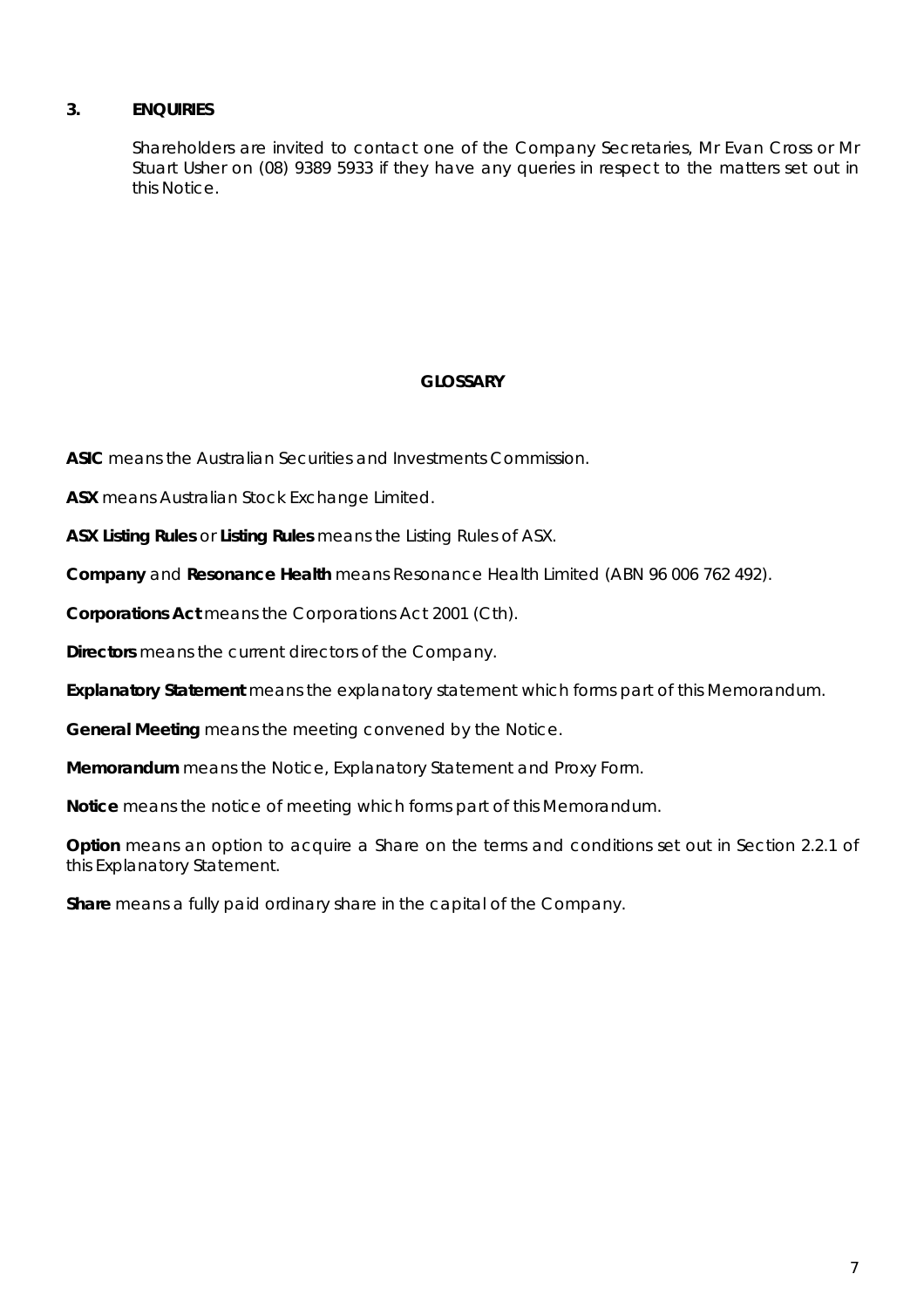## 3. ENQUIRIES

Shareholders are invited to contact one of the Company Secretaries, Mr Evan Cross or Mr Stuart Usher on (08) 9389 5933 if they have any queries in respect to the matters set out in this Notice.

## GLOSSARY

**ASIC** means the Australian Securities and Investments Commission.

**ASX** means Australian Stock Exchange Limited.

**ASX Listing Rules** or **Listing Rules** means the Listing Rules of ASX.

**Company** and **Resonance Health** means Resonance Health Limited (ABN 96 006 762 492).

**Corporations Act** means the Corporations Act 2001 (Cth).

**Directors** means the current directors of the Company.

**Explanatory Statement** means the explanatory statement which forms part of this Memorandum.

**General Meeting** means the meeting convened by the Notice.

**Memorandum** means the Notice, Explanatory Statement and Proxy Form.

**Notice** means the notice of meeting which forms part of this Memorandum.

**Option** means an option to acquire a Share on the terms and conditions set out in Section 2.2.1 of this Explanatory Statement.

**Share** means a fully paid ordinary share in the capital of the Company.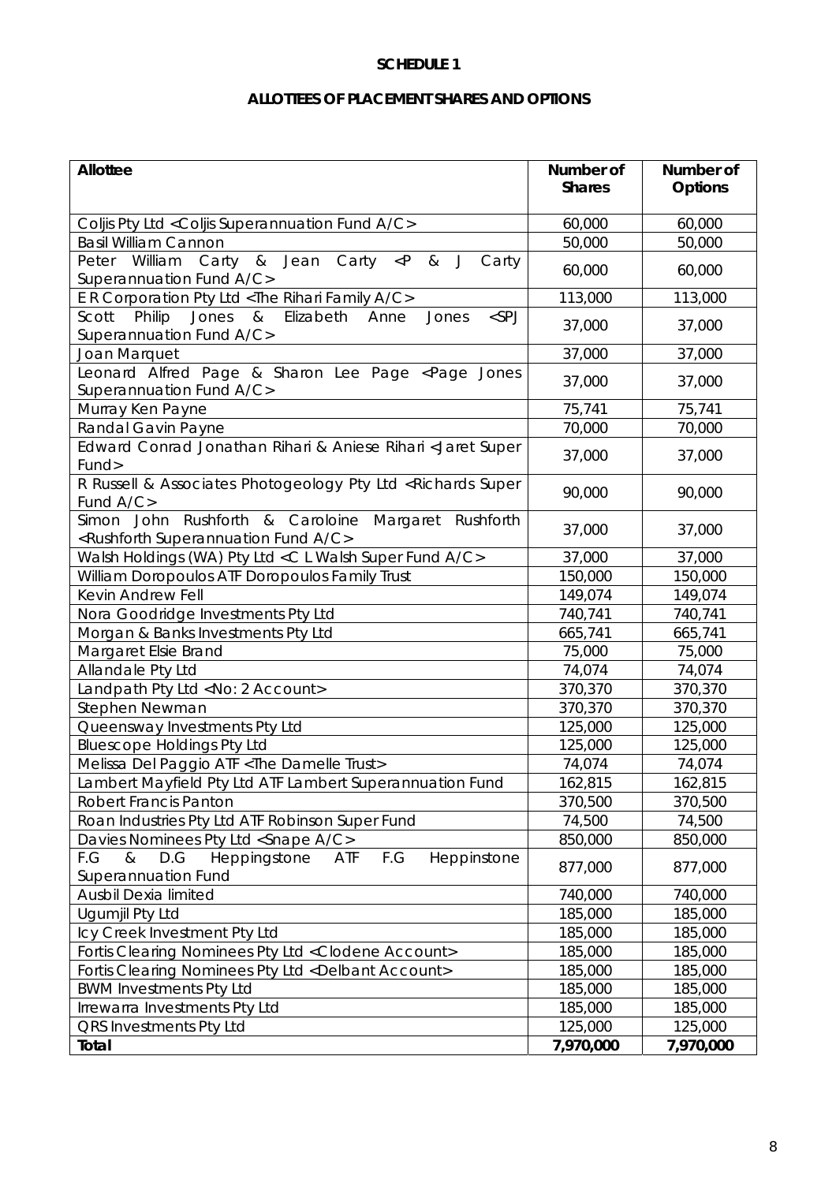**SCHEDULE 1**

**ALLOTTEES OF PLACEMENT SHARES AND OPTIONS**

| Allottee | Number of Shares | Number of Options |
|---|---|---|
| Coljis Pty Ltd <Coljis Superannuation Fund A/C> | 60,000 | 60,000 |
| Basil William Cannon | 50,000 | 50,000 |
| Peter William Carty & Jean Carty <P & J Carty Superannuation Fund A/C> | 60,000 | 60,000 |
| E R Corporation Pty Ltd <The Rihari Family A/C> | 113,000 | 113,000 |
| Scott Philip Jones & Elizabeth Anne Jones <SPJ Superannuation Fund A/C> | 37,000 | 37,000 |
| Joan Marquet | 37,000 | 37,000 |
| Leonard Alfred Page & Sharon Lee Page <Page Jones Superannuation Fund A/C> | 37,000 | 37,000 |
| Murray Ken Payne | 75,741 | 75,741 |
| Randal Gavin Payne | 70,000 | 70,000 |
| Edward Conrad Jonathan Rihari & Aniese Rihari <Jaret Super Fund> | 37,000 | 37,000 |
| R Russell & Associates Photogeology Pty Ltd <Richards Super Fund A/C> | 90,000 | 90,000 |
| Simon John Rushforth & Caroloine Margaret Rushforth <Rushforth Superannuation Fund A/C> | 37,000 | 37,000 |
| Walsh Holdings (WA) Pty Ltd <C L Walsh Super Fund A/C> | 37,000 | 37,000 |
| William Doropoulos ATF Doropoulos Family Trust | 150,000 | 150,000 |
| Kevin Andrew Fell | 149,074 | 149,074 |
| Nora Goodridge Investments Pty Ltd | 740,741 | 740,741 |
| Morgan & Banks Investments Pty Ltd | 665,741 | 665,741 |
| Margaret Elsie Brand | 75,000 | 75,000 |
| Allandale Pty Ltd | 74,074 | 74,074 |
| Landpath Pty Ltd <No: 2 Account> | 370,370 | 370,370 |
| Stephen Newman | 370,370 | 370,370 |
| Queensway Investments Pty Ltd | 125,000 | 125,000 |
| Bluescope Holdings Pty Ltd | 125,000 | 125,000 |
| Melissa Del Paggio ATF <The Damelle Trust> | 74,074 | 74,074 |
| Lambert Mayfield Pty Ltd ATF Lambert Superannuation Fund | 162,815 | 162,815 |
| Robert Francis Panton | 370,500 | 370,500 |
| Roan Industries Pty Ltd ATF Robinson Super Fund | 74,500 | 74,500 |
| Davies Nominees Pty Ltd <Snape A/C> | 850,000 | 850,000 |
| F.G & D.G Heppingstone ATF F.G Heppinstone Superannuation Fund | 877,000 | 877,000 |
| Ausbil Dexia limited | 740,000 | 740,000 |
| Ugumjil Pty Ltd | 185,000 | 185,000 |
| Icy Creek Investment Pty Ltd | 185,000 | 185,000 |
| Fortis Clearing Nominees Pty Ltd <Clodene Account> | 185,000 | 185,000 |
| Fortis Clearing Nominees Pty Ltd <Delbant Account> | 185,000 | 185,000 |
| BWM Investments Pty Ltd | 185,000 | 185,000 |
| Irrewarra Investments Pty Ltd | 185,000 | 185,000 |
| QRS Investments Pty Ltd | 125,000 | 125,000 |
| **Total** | **7,970,000** | **7,970,000** |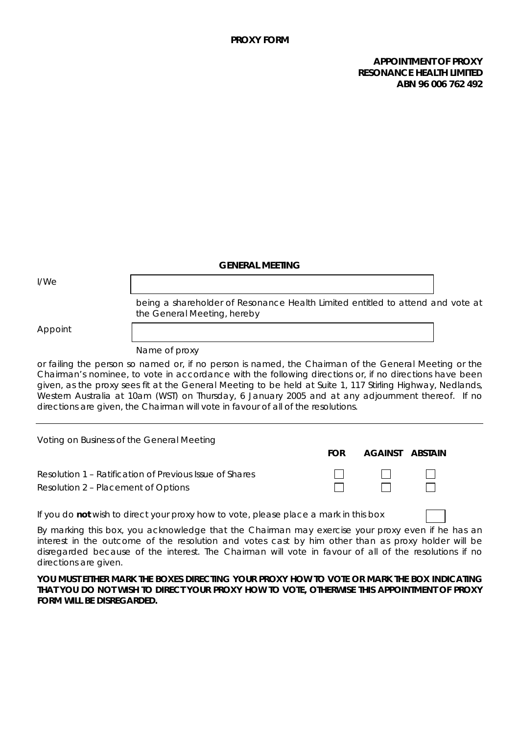**PROXY FORM**

**APPOINTMENT OF PROXY**
**RESONANCE HEALTH LIMITED**
**ABN 96 006 762 492**

**GENERAL MEETING**

I/We ______________________________

being a shareholder of Resonance Health Limited entitled to attend and vote at the General Meeting, hereby

Appoint ______________________________

Name of proxy

or failing the person so named or, if no person is named, the Chairman of the General Meeting or the Chairman's nominee, to vote in accordance with the following directions or, if no directions have been given, as the proxy sees fit at the General Meeting to be held at Suite 1, 117 Stirling Highway, Nedlands, Western Australia at 10am (WST) on Thursday, 6 January 2005 and at any adjournment thereof. If no directions are given, the Chairman will vote in favour of all of the resolutions.

---

Voting on Business of the General Meeting

| | **FOR** | **AGAINST** | **ABSTAIN** |
|---|---|---|---|
| Resolution 1 – Ratification of Previous Issue of Shares | ☐ | ☐ | ☐ |
| Resolution 2 – Placement of Options | ☐ | ☐ | ☐ |

If you do **not** wish to direct your proxy how to vote, please place a mark in this box ☐

By marking this box, you acknowledge that the Chairman may exercise your proxy even if he has an interest in the outcome of the resolution and votes cast by him other than as proxy holder will be disregarded because of the interest. The Chairman will vote in favour of all of the resolutions if no directions are given.

**YOU MUST EITHER MARK THE BOXES DIRECTING YOUR PROXY HOW TO VOTE OR MARK THE BOX INDICATING THAT YOU DO NOT WISH TO DIRECT YOUR PROXY HOW TO VOTE, OTHERWISE THIS APPOINTMENT OF PROXY FORM WILL BE DISREGARDED.**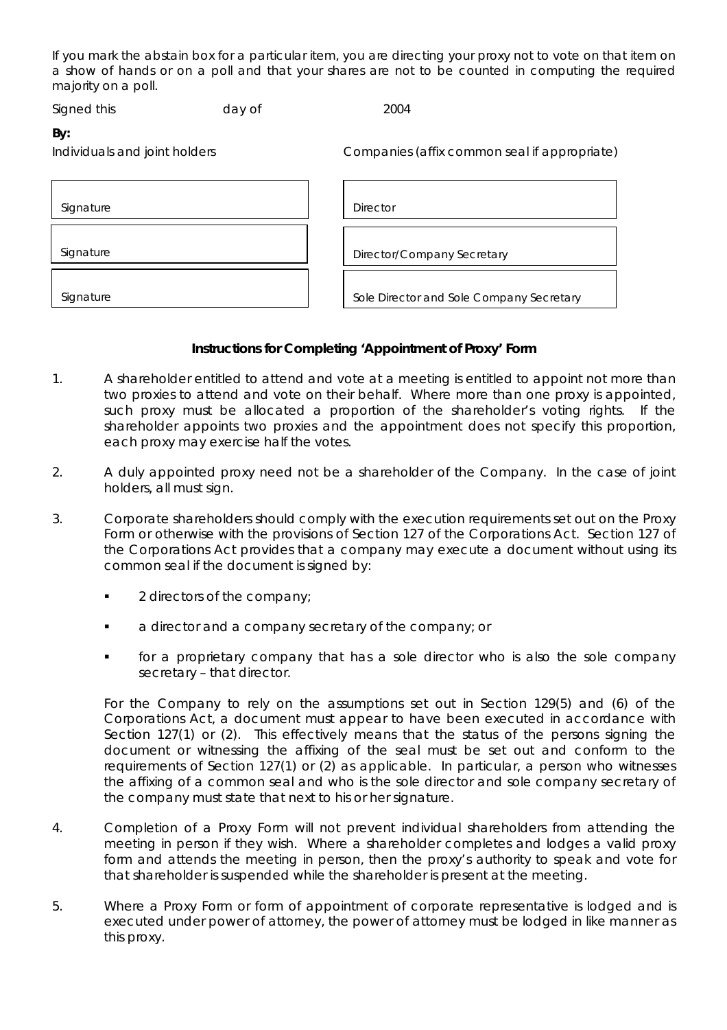If you mark the abstain box for a particular item, you are directing your proxy not to vote on that item on a show of hands or on a poll and that your shares are not to be counted in computing the required majority on a poll.

Signed this day of 2004

**By:**

| Individuals and joint holders | Companies (affix common seal if appropriate) |
|---|---|
| Signature | Director |
| Signature | Director/Company Secretary |
| Signature | Sole Director and Sole Company Secretary |

**Instructions for Completing 'Appointment of Proxy' Form**

1. A shareholder entitled to attend and vote at a meeting is entitled to appoint not more than two proxies to attend and vote on their behalf. Where more than one proxy is appointed, such proxy must be allocated a proportion of the shareholder's voting rights. If the shareholder appoints two proxies and the appointment does not specify this proportion, each proxy may exercise half the votes.

2. A duly appointed proxy need not be a shareholder of the Company. In the case of joint holders, all must sign.

3. Corporate shareholders should comply with the execution requirements set out on the Proxy Form or otherwise with the provisions of Section 127 of the Corporations Act. Section 127 of the Corporations Act provides that a company may execute a document without using its common seal if the document is signed by:

   - 2 directors of the company;
   - a director and a company secretary of the company; or
   - for a proprietary company that has a sole director who is also the sole company secretary – that director.

   For the Company to rely on the assumptions set out in Section 129(5) and (6) of the Corporations Act, a document must appear to have been executed in accordance with Section 127(1) or (2). This effectively means that the status of the persons signing the document or witnessing the affixing of the seal must be set out and conform to the requirements of Section 127(1) or (2) as applicable. In particular, a person who witnesses the affixing of a common seal and who is the sole director and sole company secretary of the company must state that next to his or her signature.

4. Completion of a Proxy Form will not prevent individual shareholders from attending the meeting in person if they wish. Where a shareholder completes and lodges a valid proxy form and attends the meeting in person, then the proxy's authority to speak and vote for that shareholder is suspended while the shareholder is present at the meeting.

5. Where a Proxy Form or form of appointment of corporate representative is lodged and is executed under power of attorney, the power of attorney must be lodged in like manner as this proxy.